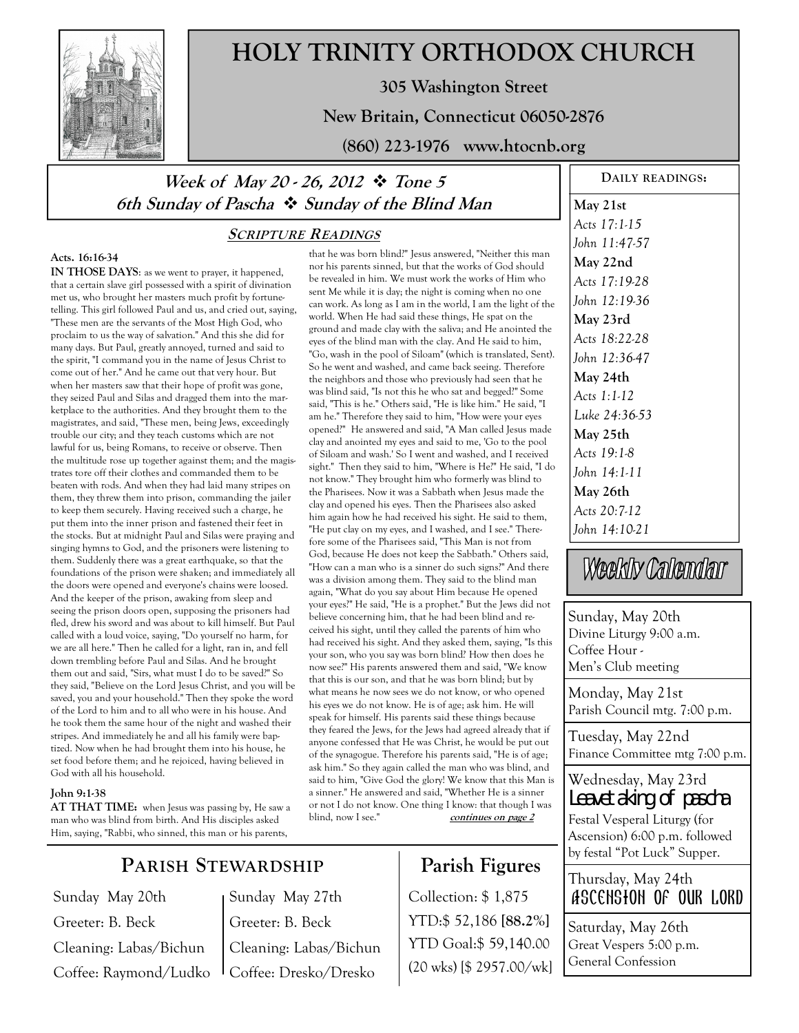# HOLY TRINITY ORTHODOX CHURCH

**305 Washington Street**

**New Britain, Connecticut 06050-2876**

**(860) 223-1976 www.htocnb.org**

## *Week of May 20 - 26, 2012 ❖ Tone 5*
## *6th Sunday of Pascha ❖ Sunday of the Blind Man*

### SCRIPTURE READINGS

**Acts. 16:16-34**

**IN THOSE DAYS**: as we went to prayer, it happened, that a certain slave girl possessed with a spirit of divination met us, who brought her masters much profit by fortune-telling. This girl followed Paul and us, and cried out, saying, "These men are the servants of the Most High God, who proclaim to us the way of salvation." And this she did for many days. But Paul, greatly annoyed, turned and said to the spirit, "I command you in the name of Jesus Christ to come out of her." And he came out that very hour. But when her masters saw that their hope of profit was gone, they seized Paul and Silas and dragged them into the marketplace to the authorities. And they brought them to the magistrates, and said, "These men, being Jews, exceedingly trouble our city; and they teach customs which are not lawful for us, being Romans, to receive or observe. Then the multitude rose up together against them; and the magistrates tore off their clothes and commanded them to be beaten with rods. And when they had laid many stripes on them, they threw them into prison, commanding the jailer to keep them securely. Having received such a charge, he put them into the inner prison and fastened their feet in the stocks. But at midnight Paul and Silas were praying and singing hymns to God, and the prisoners were listening to them. Suddenly there was a great earthquake, so that the foundations of the prison were shaken; and immediately all the doors were opened and everyone's chains were loosed. And the keeper of the prison, awaking from sleep and seeing the prison doors open, supposing the prisoners had fled, drew his sword and was about to kill himself. But Paul called with a loud voice, saying, "Do yourself no harm, for we are all here." Then he called for a light, ran in, and fell down trembling before Paul and Silas. And he brought them out and said, "Sirs, what must I do to be saved?" So they said, "Believe on the Lord Jesus Christ, and you will be saved, you and your household." Then they spoke the word of the Lord to him and to all who were in his house. And he took them the same hour of the night and washed their stripes. And immediately he and all his family were baptized. Now when he had brought them into his house, he set food before them; and he rejoiced, having believed in God with all his household.

**John 9:1-38**

**AT THAT TIME:** when Jesus was passing by, He saw a man who was blind from birth. And His disciples asked Him, saying, "Rabbi, who sinned, this man or his parents, that he was born blind?" Jesus answered, "Neither this man nor his parents sinned, but that the works of God should be revealed in him. We must work the works of Him who sent Me while it is day; the night is coming when no one can work. As long as I am in the world, I am the light of the world. When He had said these things, He spat on the ground and made clay with the saliva; and He anointed the eyes of the blind man with the clay. And He said to him, "Go, wash in the pool of Siloam" (which is translated, Sent). So he went and washed, and came back seeing. Therefore the neighbors and those who previously had seen that he was blind said, "Is not this he who sat and begged?" Some said, "This is he." Others said, "He is like him." He said, "I am he." Therefore they said to him, "How were your eyes opened?" He answered and said, "A Man called Jesus made clay and anointed my eyes and said to me, 'Go to the pool of Siloam and wash.' So I went and washed, and I received sight." Then they said to him, "Where is He?" He said, "I do not know." They brought him who formerly was blind to the Pharisees. Now it was a Sabbath when Jesus made the clay and opened his eyes. Then the Pharisees also asked him again how he had received his sight. He said to them, "He put clay on my eyes, and I washed, and I see." Therefore some of the Pharisees said, "This Man is not from God, because He does not keep the Sabbath." Others said, "How can a man who is a sinner do such signs?" And there was a division among them. They said to the blind man again, "What do you say about Him because He opened your eyes?" He said, "He is a prophet." But the Jews did not believe concerning him, that he had been blind and received his sight, until they called the parents of him who had received his sight. And they asked them, saying, "Is this your son, who you say was born blind? How then does he now see?" His parents answered them and said, "We know that this is our son, and that he was born blind; but by what means he now sees we do not know, or who opened his eyes we do not know. He is of age; ask him. He will speak for himself. His parents said these things because they feared the Jews, for the Jews had agreed already that if anyone confessed that He was Christ, he would be put out of the synagogue. Therefore his parents said, "He is of age; ask him." So they again called the man who was blind, and said to him, "Give God the glory! We know that this Man is a sinner." He answered and said, "Whether He is a sinner or not I do not know. One thing I know: that though I was blind, now I see." ***continues on page 2***

### DAILY READINGS:

**May 21st**
*Acts 17:1-15*
*John 11:47-57*

**May 22nd**
*Acts 17:19-28*
*John 12:19-36*

**May 23rd**
*Acts 18:22-28*
*John 12:36-47*

**May 24th**
*Acts 1:1-12*
*Luke 24:36-53*

**May 25th**
*Acts 19:1-8*
*John 14:1-11*

**May 26th**
*Acts 20:7-12*
*John 14:10-21*

### Weekly Calendar

Sunday, May 20th
Divine Liturgy 9:00 a.m.
Coffee Hour -
Men's Club meeting

Monday, May 21st
Parish Council mtg. 7:00 p.m.

Tuesday, May 22nd
Finance Committee mtg 7:00 p.m.

Wednesday, May 23rd
**Leavetaking of pascha**
Festal Vesperal Liturgy (for Ascension) 6:00 p.m. followed by festal "Pot Luck" Supper.

Thursday, May 24th
**ASCENSION OF OUR LORD**

Saturday, May 26th
Great Vespers 5:00 p.m.
General Confession

## PARISH STEWARDSHIP

| Sunday May 20th | Sunday May 27th |
|---|---|
| Greeter: B. Beck | Greeter: B. Beck |
| Cleaning: Labas/Bichun | Cleaning: Labas/Bichun |
| Coffee: Raymond/Ludko | Coffee: Dresko/Dresko |

## Parish Figures

Collection: $ 1,875
YTD:$ 52,186 **[88.2%]**
YTD Goal:$ 59,140.00
(20 wks) [$ 2957.00/wk]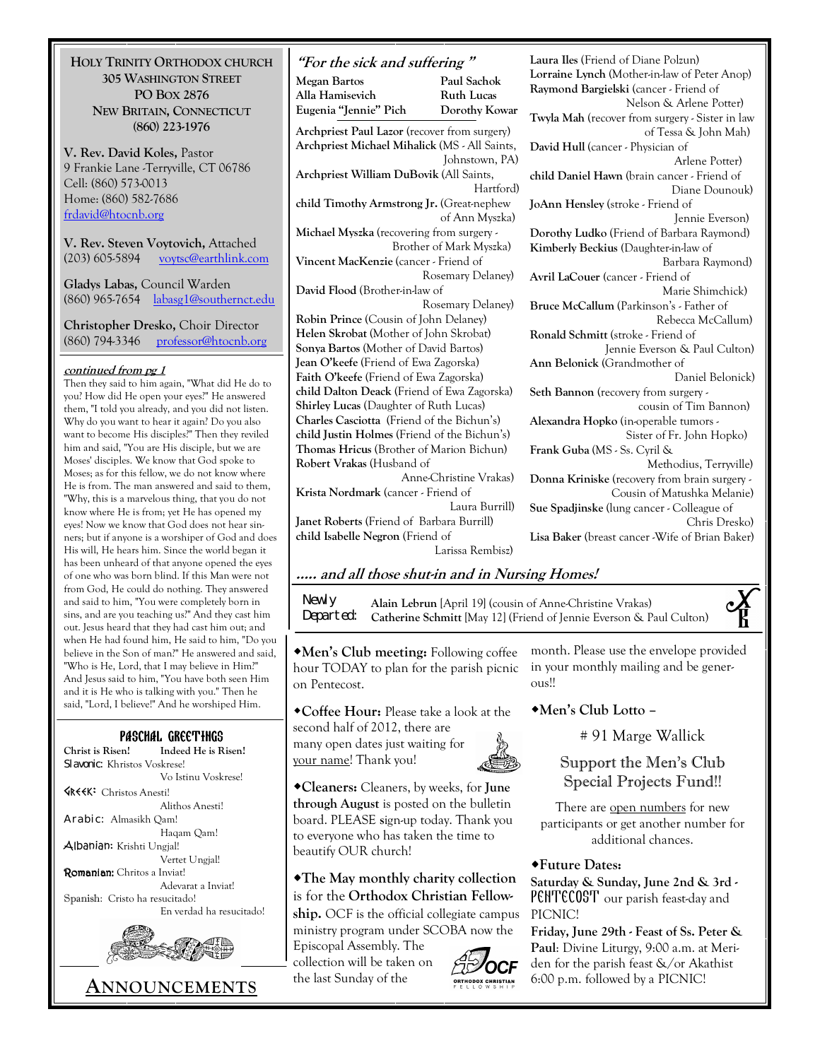**HOLY TRINITY ORTHODOX CHURCH**
**305 WASHINGTON STREET**
**PO BOX 2876**
**NEW BRITAIN, CONNECTICUT**
**(860) 223-1976**

**V. Rev. David Koles,** Pastor
9 Frankie Lane -Terryville, CT 06786
Cell: (860) 573-0013
Home: (860) 582-7686
frdavid@htocnb.org

**V. Rev. Steven Voytovich,** Attached
(203) 605-5894 voytsc@earthlink.com

**Gladys Labas,** Council Warden
(860) 965-7654 labasg1@southernct.edu

**Christopher Dresko,** Choir Director
(860) 794-3346 professor@htocnb.org

***continued from pg 1***

Then they said to him again, "What did He do to you? How did He open your eyes?" He answered them, "I told you already, and you did not listen. Why do you want to hear it again? Do you also want to become His disciples?" Then they reviled him and said, "You are His disciple, but we are Moses' disciples. We know that God spoke to Moses; as for this fellow, we do not know where He is from. The man answered and said to them, "Why, this is a marvelous thing, that you do not know where He is from; yet He has opened my eyes! Now we know that God does not hear sinners; but if anyone is a worshiper of God and does His will, He hears him. Since the world began it has been unheard of that anyone opened the eyes of one who was born blind. If this Man were not from God, He could do nothing. They answered and said to him, "You were completely born in sins, and are you teaching us?" And they cast him out. Jesus heard that they had cast him out; and when He had found him, He said to him, "Do you believe in the Son of man?" He answered and said, "Who is He, Lord, that I may believe in Him?" And Jesus said to him, "You have both seen Him and it is He who is talking with you." Then he said, "Lord, I believe!" And he worshiped Him.

## PASCHAL GREETINGS

**Christ is Risen!** **Indeed He is Risen!**
Slavonic: Khristos Voskrese!
Vo Istinu Voskrese!
Greek: Christos Anesti!
Alithos Anesti!
Arabic: Almasikh Qam!
Haqam Qam!
Albanian: Krishti Ungjal!
Vertet Ungjal!
Romanian: Christos a Inviat!
Adevarat a Inviat!
Spanish: Cristo ha resucitado!
En verdad ha resucitado!

## *"For the sick and suffering"*

**Megan Bartos**
**Alla Hamisevich**
**Eugenia "Jennie" Pich**
**Paul Sachok**
**Ruth Lucas**
**Dorothy Kowar**

**Archpriest Paul Lazor** (recover from surgery)
**Archpriest Michael Mihalick** (MS - All Saints, Johnstown, PA)
**Archpriest William DuBovik** (All Saints, Hartford)
**child Timothy Armstrong Jr.** (Great-nephew of Ann Myszka)
**Michael Myszka** (recovering from surgery - Brother of Mark Myszka)
**Vincent MacKenzie** (cancer - Friend of Rosemary Delaney)
**David Flood** (Brother-in-law of Rosemary Delaney)
**Robin Prince** (Cousin of John Delaney)
**Helen Skrobat** (Mother of John Skrobat)
**Sonya Bartos** (Mother of David Bartos)
**Jean O'keefe** (Friend of Ewa Zagorska)
**Faith O'keefe** (Friend of Ewa Zagorska)
**child Dalton Deack** (Friend of Ewa Zagorska)
**Shirley Lucas** (Daughter of Ruth Lucas)
**Charles Casciotta** (Friend of the Bichun's)
**child Justin Holmes** (Friend of the Bichun's)
**Thomas Hricus** (Brother of Marion Bichun)
**Robert Vrakas** (Husband of Anne-Christine Vrakas)
**Krista Nordmark** (cancer - Friend of Laura Burrill)
**Janet Roberts** (Friend of Barbara Burrill)
**child Isabelle Negron** (Friend of Larissa Rembisz)
**Laura Iles** (Friend of Diane Polzun)
**Lorraine Lynch** (Mother-in-law of Peter Anop)
**Raymond Bargielski** (cancer - Friend of Nelson & Arlene Potter)
**Twyla Mah** (recover from surgery - Sister in law of Tessa & John Mah)
**David Hull** (cancer - Physician of Arlene Potter)
**child Daniel Hawn** (brain cancer - Friend of Diane Dounouk)
**JoAnn Hensley** (stroke - Friend of Jennie Everson)
**Dorothy Ludko** (Friend of Barbara Raymond)
**Kimberly Beckius** (Daughter-in-law of Barbara Raymond)
**Avril LaCouer** (cancer - Friend of Marie Shimchick)
**Bruce McCallum** (Parkinson's - Father of Rebecca McCallum)
**Ronald Schmitt** (stroke - Friend of Jennie Everson & Paul Culton)
**Ann Belonick** (Grandmother of Daniel Belonick)
**Seth Bannon** (recovery from surgery - cousin of Tim Bannon)
**Alexandra Hopko** (in-operable tumors - Sister of Fr. John Hopko)
**Frank Guba** (MS - Ss. Cyril & Methodius, Terryville)
**Donna Kriniske** (recovery from brain surgery - Cousin of Matushka Melanie)
**Sue Spadjinske** (lung cancer - Colleague of Chris Dresko)
**Lisa Baker** (breast cancer -Wife of Brian Baker)

### ***..... and all those shut-in and in Nursing Homes!***

**Newly Departed:**
**Alain Lebrun** [April 19] (cousin of Anne-Christine Vrakas)
**Catherine Schmitt** [May 12] (Friend of Jennie Everson & Paul Culton)

## ANNOUNCEMENTS

◆**Men's Club meeting:** Following coffee hour TODAY to plan for the parish picnic on Pentecost.

◆**Coffee Hour:** Please take a look at the second half of 2012, there are many open dates just waiting for your name! Thank you!

◆**Cleaners:** Cleaners, by weeks, for **June through August** is posted on the bulletin board. PLEASE sign-up today. Thank you to everyone who has taken the time to beautify OUR church!

◆**The May monthly charity collection** is for the **Orthodox Christian Fellowship.** OCF is the official collegiate campus ministry program under SCOBA now the Episcopal Assembly. The collection will be taken on the last Sunday of the month. Please use the envelope provided in your monthly mailing and be generous!!

◆**Men's Club Lotto –**

# 91 Marge Wallick

Support the Men's Club Special Projects Fund!!

There are open numbers for new participants or get another number for additional chances.

◆**Future Dates:**

**Saturday & Sunday, June 2nd & 3rd -** PENTECOST our parish feast-day and PICNIC!

**Friday, June 29th - Feast of Ss. Peter & Paul**: Divine Liturgy, 9:00 a.m. at Meriden for the parish feast &/or Akathist 6:00 p.m. followed by a PICNIC!